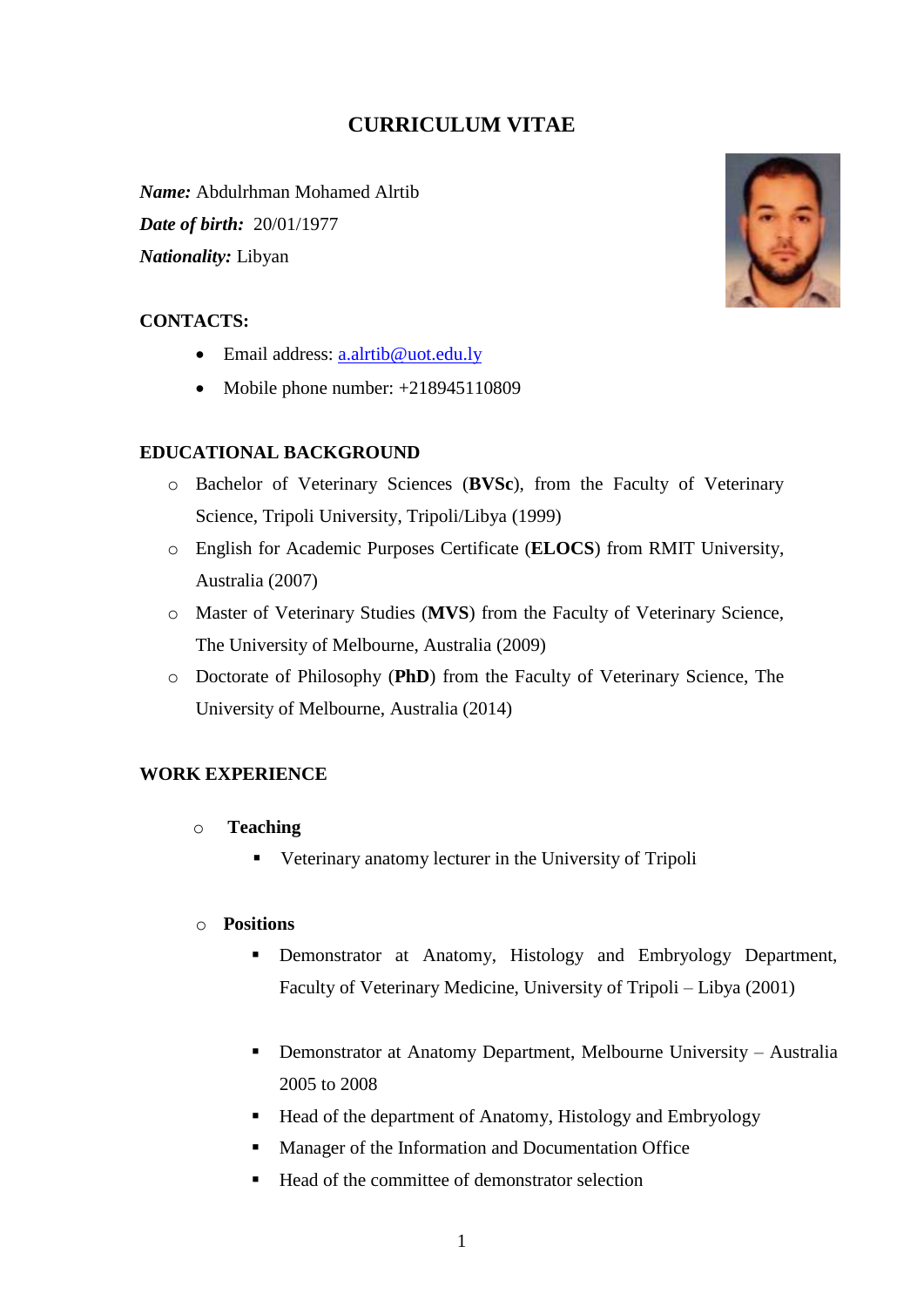# CURRICULUM VITAE

***Name:*** Abdulrhman Mohamed Alrtib

***Date of birth:*** 20/01/1977

***Nationality:*** Libyan

## CONTACTS:

- Email address: a.alrtib@uot.edu.ly
- Mobile phone number: +218945110809

## EDUCATIONAL BACKGROUND

- Bachelor of Veterinary Sciences (**BVSc**), from the Faculty of Veterinary Science, Tripoli University, Tripoli/Libya (1999)
- English for Academic Purposes Certificate (**ELOCS**) from RMIT University, Australia (2007)
- Master of Veterinary Studies (**MVS**) from the Faculty of Veterinary Science, The University of Melbourne, Australia (2009)
- Doctorate of Philosophy (**PhD**) from the Faculty of Veterinary Science, The University of Melbourne, Australia (2014)

## WORK EXPERIENCE

- **Teaching**
  - Veterinary anatomy lecturer in the University of Tripoli

- **Positions**
  - Demonstrator at Anatomy, Histology and Embryology Department, Faculty of Veterinary Medicine, University of Tripoli – Libya (2001)
  - Demonstrator at Anatomy Department, Melbourne University – Australia 2005 to 2008
  - Head of the department of Anatomy, Histology and Embryology
  - Manager of the Information and Documentation Office
  - Head of the committee of demonstrator selection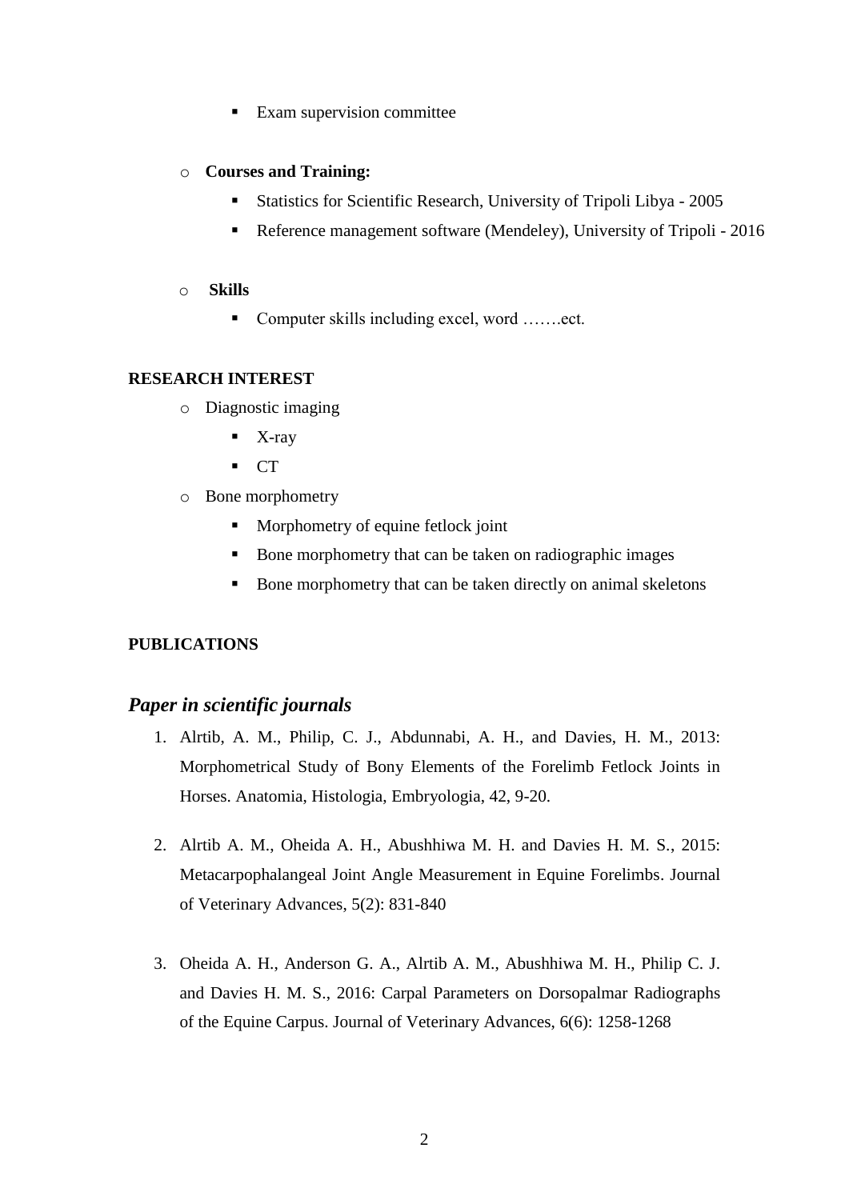- Exam supervision committee

- **Courses and Training:**
  - Statistics for Scientific Research, University of Tripoli Libya - 2005
  - Reference management software (Mendeley), University of Tripoli - 2016

- **Skills**
  - Computer skills including excel, word …….ect.

**RESEARCH INTEREST**

- Diagnostic imaging
  - X-ray
  - CT
- Bone morphometry
  - Morphometry of equine fetlock joint
  - Bone morphometry that can be taken on radiographic images
  - Bone morphometry that can be taken directly on animal skeletons

**PUBLICATIONS**

## *Paper in scientific journals*

1. Alrtib, A. M., Philip, C. J., Abdunnabi, A. H., and Davies, H. M., 2013: Morphometrical Study of Bony Elements of the Forelimb Fetlock Joints in Horses. Anatomia, Histologia, Embryologia, 42, 9-20.

2. Alrtib A. M., Oheida A. H., Abushhiwa M. H. and Davies H. M. S., 2015: Metacarpophalangeal Joint Angle Measurement in Equine Forelimbs. Journal of Veterinary Advances, 5(2): 831-840

3. Oheida A. H., Anderson G. A., Alrtib A. M., Abushhiwa M. H., Philip C. J. and Davies H. M. S., 2016: Carpal Parameters on Dorsopalmar Radiographs of the Equine Carpus. Journal of Veterinary Advances, 6(6): 1258-1268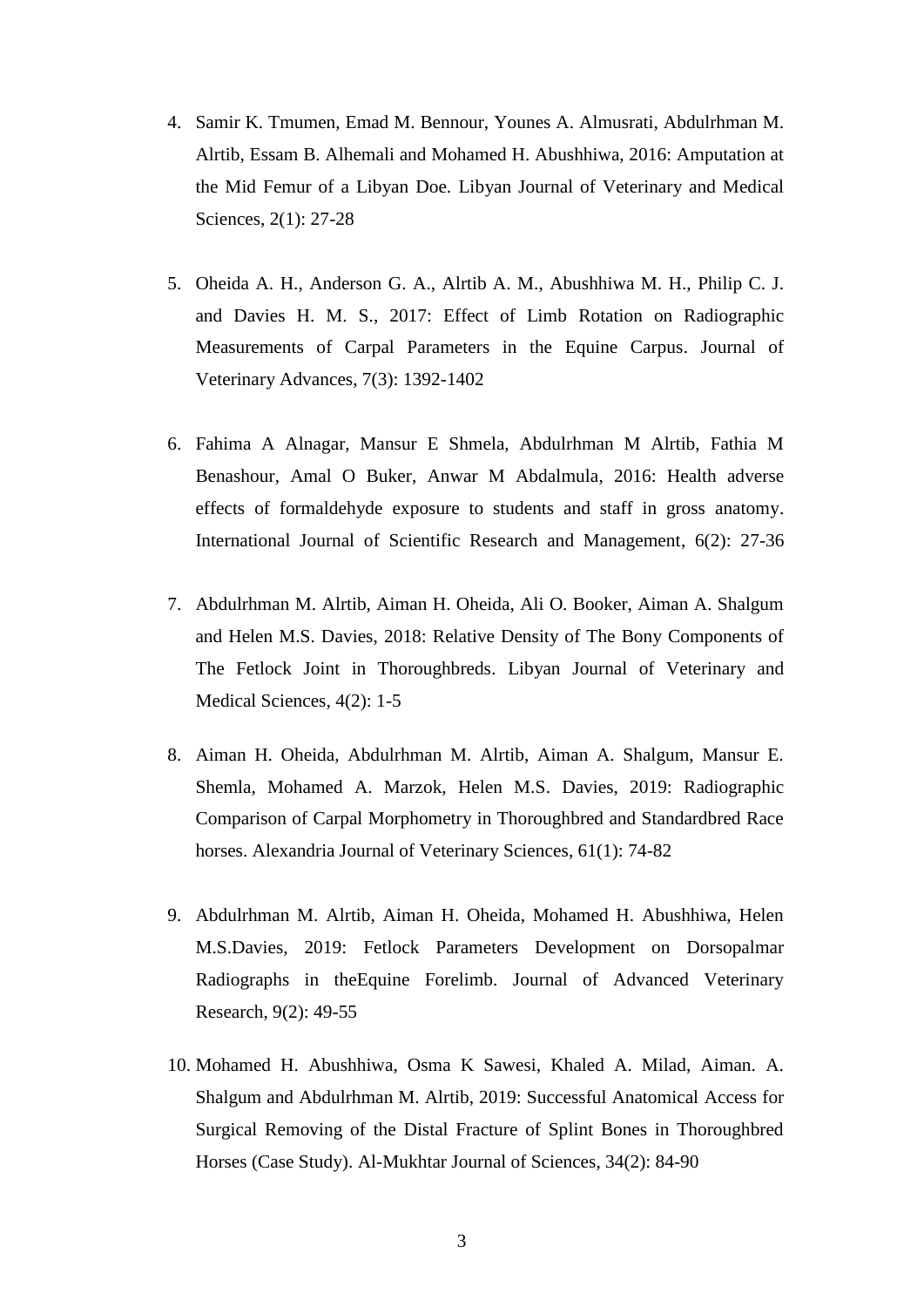4. Samir K. Tmumen, Emad M. Bennour, Younes A. Almusrati, Abdulrhman M. Alrtib, Essam B. Alhemali and Mohamed H. Abushhiwa, 2016: Amputation at the Mid Femur of a Libyan Doe. Libyan Journal of Veterinary and Medical Sciences, 2(1): 27-28

5. Oheida A. H., Anderson G. A., Alrtib A. M., Abushhiwa M. H., Philip C. J. and Davies H. M. S., 2017: Effect of Limb Rotation on Radiographic Measurements of Carpal Parameters in the Equine Carpus. Journal of Veterinary Advances, 7(3): 1392-1402

6. Fahima A Alnagar, Mansur E Shmela, Abdulrhman M Alrtib, Fathia M Benashour, Amal O Buker, Anwar M Abdalmula, 2016: Health adverse effects of formaldehyde exposure to students and staff in gross anatomy. International Journal of Scientific Research and Management, 6(2): 27-36

7. Abdulrhman M. Alrtib, Aiman H. Oheida, Ali O. Booker, Aiman A. Shalgum and Helen M.S. Davies, 2018: Relative Density of The Bony Components of The Fetlock Joint in Thoroughbreds. Libyan Journal of Veterinary and Medical Sciences, 4(2): 1-5

8. Aiman H. Oheida, Abdulrhman M. Alrtib, Aiman A. Shalgum, Mansur E. Shemla, Mohamed A. Marzok, Helen M.S. Davies, 2019: Radiographic Comparison of Carpal Morphometry in Thoroughbred and Standardbred Race horses. Alexandria Journal of Veterinary Sciences, 61(1): 74-82

9. Abdulrhman M. Alrtib, Aiman H. Oheida, Mohamed H. Abushhiwa, Helen M.S.Davies, 2019: Fetlock Parameters Development on Dorsopalmar Radiographs in theEquine Forelimb. Journal of Advanced Veterinary Research, 9(2): 49-55

10. Mohamed H. Abushhiwa, Osma K Sawesi, Khaled A. Milad, Aiman. A. Shalgum and Abdulrhman M. Alrtib, 2019: Successful Anatomical Access for Surgical Removing of the Distal Fracture of Splint Bones in Thoroughbred Horses (Case Study). Al-Mukhtar Journal of Sciences, 34(2): 84-90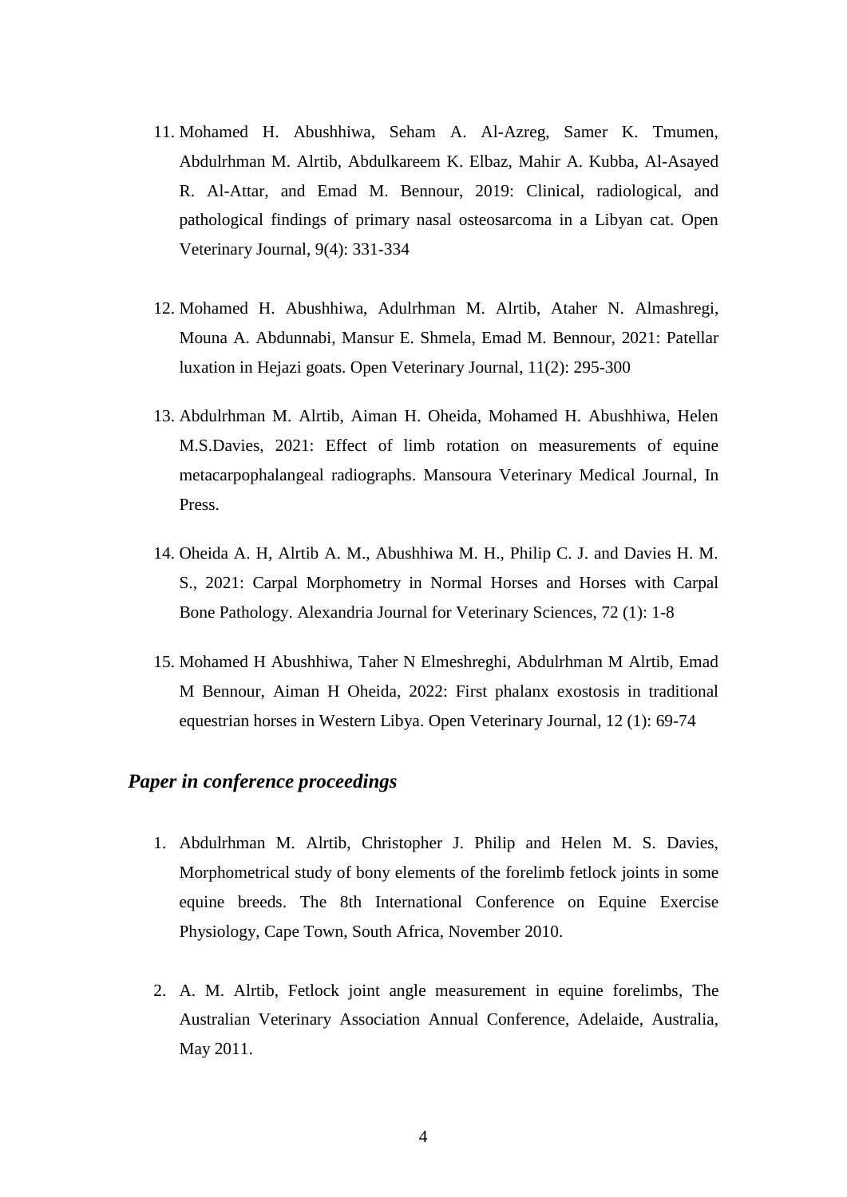11. Mohamed H. Abushhiwa, Seham A. Al-Azreg, Samer K. Tmumen, Abdulrhman M. Alrtib, Abdulkareem K. Elbaz, Mahir A. Kubba, Al-Asayed R. Al-Attar, and Emad M. Bennour, 2019: Clinical, radiological, and pathological findings of primary nasal osteosarcoma in a Libyan cat. Open Veterinary Journal, 9(4): 331-334

12. Mohamed H. Abushhiwa, Adulrhman M. Alrtib, Ataher N. Almashregi, Mouna A. Abdunnabi, Mansur E. Shmela, Emad M. Bennour, 2021: Patellar luxation in Hejazi goats. Open Veterinary Journal, 11(2): 295-300

13. Abdulrhman M. Alrtib, Aiman H. Oheida, Mohamed H. Abushhiwa, Helen M.S.Davies, 2021: Effect of limb rotation on measurements of equine metacarpophalangeal radiographs. Mansoura Veterinary Medical Journal, In Press.

14. Oheida A. H, Alrtib A. M., Abushhiwa M. H., Philip C. J. and Davies H. M. S., 2021: Carpal Morphometry in Normal Horses and Horses with Carpal Bone Pathology. Alexandria Journal for Veterinary Sciences, 72 (1): 1-8

15. Mohamed H Abushhiwa, Taher N Elmeshreghi, Abdulrhman M Alrtib, Emad M Bennour, Aiman H Oheida, 2022: First phalanx exostosis in traditional equestrian horses in Western Libya. Open Veterinary Journal, 12 (1): 69-74

## *Paper in conference proceedings*

1. Abdulrhman M. Alrtib, Christopher J. Philip and Helen M. S. Davies, Morphometrical study of bony elements of the forelimb fetlock joints in some equine breeds. The 8th International Conference on Equine Exercise Physiology, Cape Town, South Africa, November 2010.

2. A. M. Alrtib, Fetlock joint angle measurement in equine forelimbs, The Australian Veterinary Association Annual Conference, Adelaide, Australia, May 2011.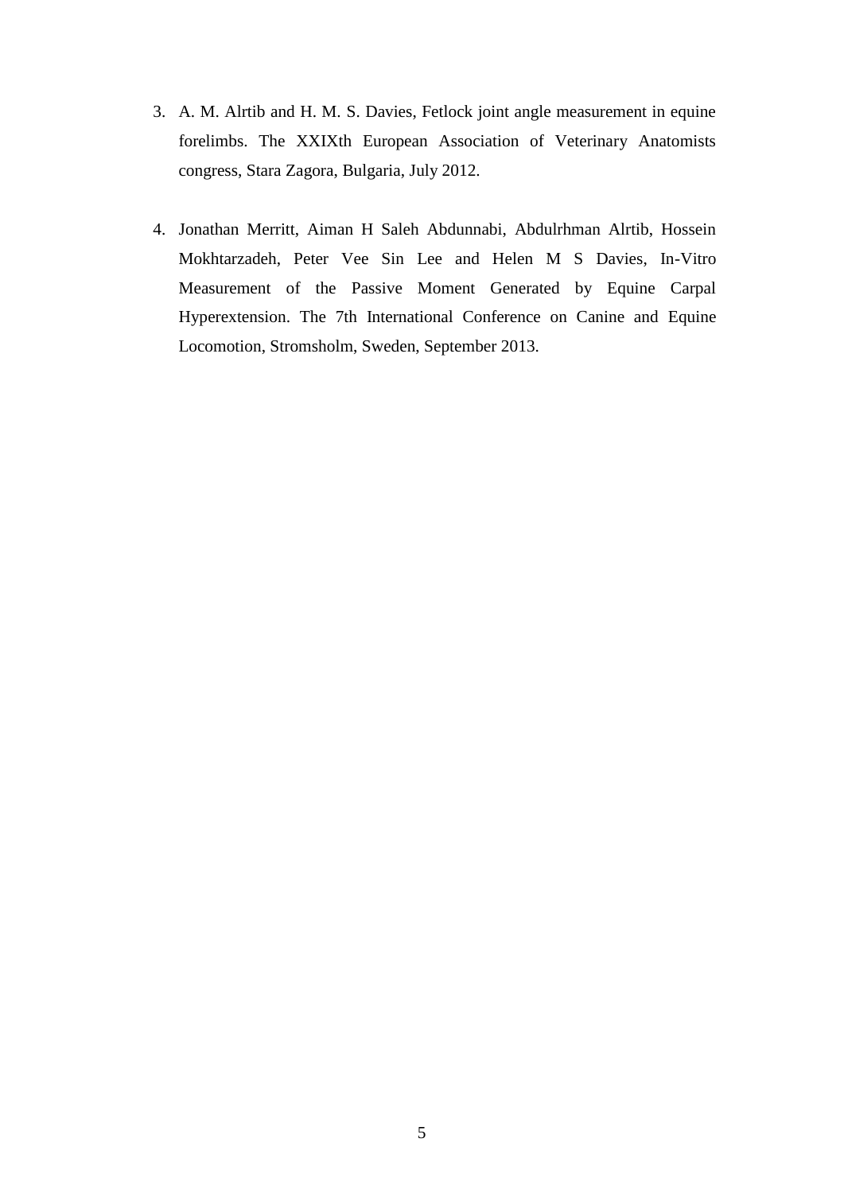3. A. M. Alrtib and H. M. S. Davies, Fetlock joint angle measurement in equine forelimbs. The XXIXth European Association of Veterinary Anatomists congress, Stara Zagora, Bulgaria, July 2012.

4. Jonathan Merritt, Aiman H Saleh Abdunnabi, Abdulrhman Alrtib, Hossein Mokhtarzadeh, Peter Vee Sin Lee and Helen M S Davies, In-Vitro Measurement of the Passive Moment Generated by Equine Carpal Hyperextension. The 7th International Conference on Canine and Equine Locomotion, Stromsholm, Sweden, September 2013.